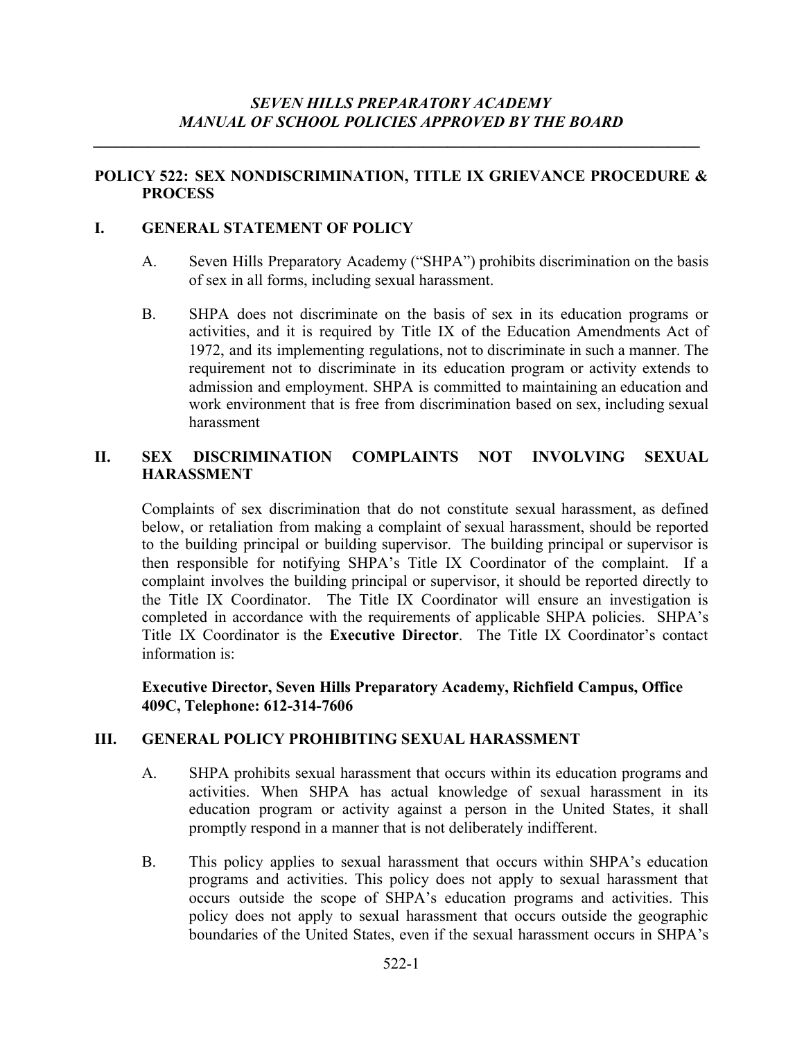*SEVEN HILLS PREPARATORY ACADEMY*
*MANUAL OF SCHOOL POLICIES APPROVED BY THE BOARD*

---

# POLICY 522: SEX NONDISCRIMINATION, TITLE IX GRIEVANCE PROCEDURE & PROCESS

## I. GENERAL STATEMENT OF POLICY

A. Seven Hills Preparatory Academy ("SHPA") prohibits discrimination on the basis of sex in all forms, including sexual harassment.

B. SHPA does not discriminate on the basis of sex in its education programs or activities, and it is required by Title IX of the Education Amendments Act of 1972, and its implementing regulations, not to discriminate in such a manner. The requirement not to discriminate in its education program or activity extends to admission and employment. SHPA is committed to maintaining an education and work environment that is free from discrimination based on sex, including sexual harassment

## II. SEX DISCRIMINATION COMPLAINTS NOT INVOLVING SEXUAL HARASSMENT

Complaints of sex discrimination that do not constitute sexual harassment, as defined below, or retaliation from making a complaint of sexual harassment, should be reported to the building principal or building supervisor. The building principal or supervisor is then responsible for notifying SHPA's Title IX Coordinator of the complaint. If a complaint involves the building principal or supervisor, it should be reported directly to the Title IX Coordinator. The Title IX Coordinator will ensure an investigation is completed in accordance with the requirements of applicable SHPA policies. SHPA's Title IX Coordinator is the **Executive Director**. The Title IX Coordinator's contact information is:

**Executive Director, Seven Hills Preparatory Academy, Richfield Campus, Office 409C, Telephone: 612-314-7606**

## III. GENERAL POLICY PROHIBITING SEXUAL HARASSMENT

A. SHPA prohibits sexual harassment that occurs within its education programs and activities. When SHPA has actual knowledge of sexual harassment in its education program or activity against a person in the United States, it shall promptly respond in a manner that is not deliberately indifferent.

B. This policy applies to sexual harassment that occurs within SHPA's education programs and activities. This policy does not apply to sexual harassment that occurs outside the scope of SHPA's education programs and activities. This policy does not apply to sexual harassment that occurs outside the geographic boundaries of the United States, even if the sexual harassment occurs in SHPA's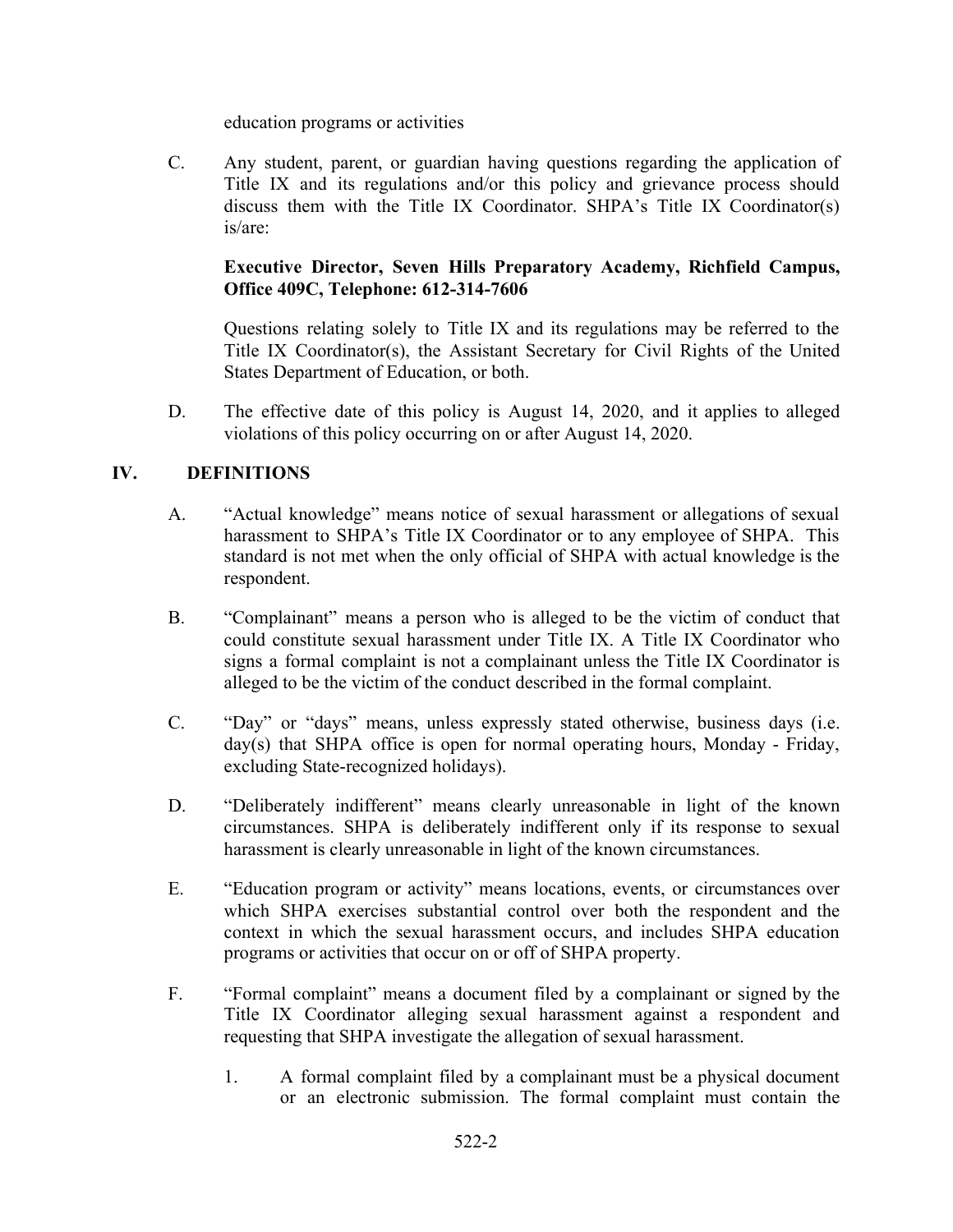education programs or activities

C. Any student, parent, or guardian having questions regarding the application of Title IX and its regulations and/or this policy and grievance process should discuss them with the Title IX Coordinator. SHPA's Title IX Coordinator(s) is/are:

**Executive Director, Seven Hills Preparatory Academy, Richfield Campus, Office 409C, Telephone: 612-314-7606**

Questions relating solely to Title IX and its regulations may be referred to the Title IX Coordinator(s), the Assistant Secretary for Civil Rights of the United States Department of Education, or both.

D. The effective date of this policy is August 14, 2020, and it applies to alleged violations of this policy occurring on or after August 14, 2020.

## IV. DEFINITIONS

A. "Actual knowledge" means notice of sexual harassment or allegations of sexual harassment to SHPA's Title IX Coordinator or to any employee of SHPA. This standard is not met when the only official of SHPA with actual knowledge is the respondent.

B. "Complainant" means a person who is alleged to be the victim of conduct that could constitute sexual harassment under Title IX. A Title IX Coordinator who signs a formal complaint is not a complainant unless the Title IX Coordinator is alleged to be the victim of the conduct described in the formal complaint.

C. "Day" or "days" means, unless expressly stated otherwise, business days (i.e. day(s) that SHPA office is open for normal operating hours, Monday - Friday, excluding State-recognized holidays).

D. "Deliberately indifferent" means clearly unreasonable in light of the known circumstances. SHPA is deliberately indifferent only if its response to sexual harassment is clearly unreasonable in light of the known circumstances.

E. "Education program or activity" means locations, events, or circumstances over which SHPA exercises substantial control over both the respondent and the context in which the sexual harassment occurs, and includes SHPA education programs or activities that occur on or off of SHPA property.

F. "Formal complaint" means a document filed by a complainant or signed by the Title IX Coordinator alleging sexual harassment against a respondent and requesting that SHPA investigate the allegation of sexual harassment.

1. A formal complaint filed by a complainant must be a physical document or an electronic submission. The formal complaint must contain the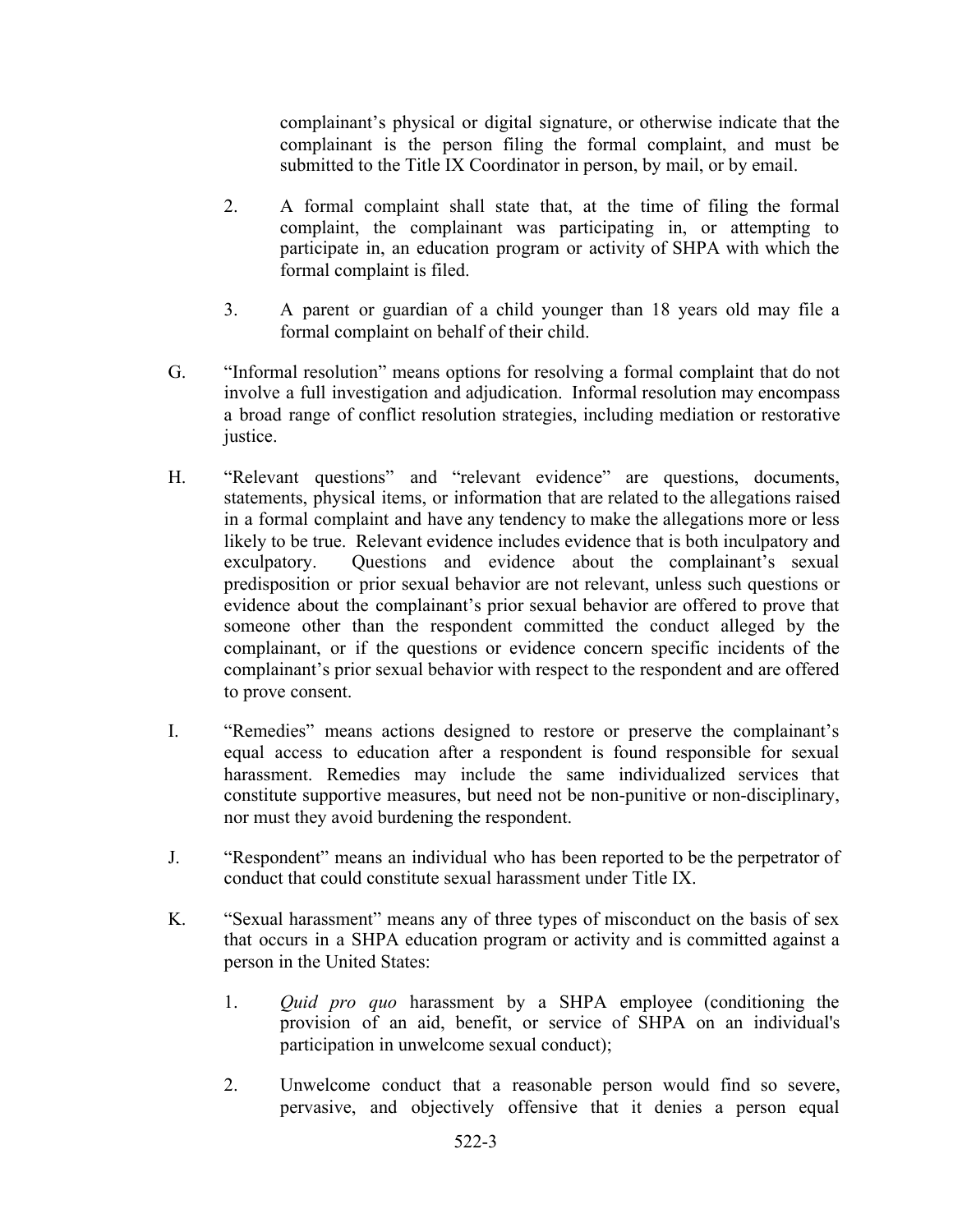complainant's physical or digital signature, or otherwise indicate that the complainant is the person filing the formal complaint, and must be submitted to the Title IX Coordinator in person, by mail, or by email.

2. A formal complaint shall state that, at the time of filing the formal complaint, the complainant was participating in, or attempting to participate in, an education program or activity of SHPA with which the formal complaint is filed.

3. A parent or guardian of a child younger than 18 years old may file a formal complaint on behalf of their child.

G. "Informal resolution" means options for resolving a formal complaint that do not involve a full investigation and adjudication. Informal resolution may encompass a broad range of conflict resolution strategies, including mediation or restorative justice.

H. "Relevant questions" and "relevant evidence" are questions, documents, statements, physical items, or information that are related to the allegations raised in a formal complaint and have any tendency to make the allegations more or less likely to be true. Relevant evidence includes evidence that is both inculpatory and exculpatory. Questions and evidence about the complainant's sexual predisposition or prior sexual behavior are not relevant, unless such questions or evidence about the complainant's prior sexual behavior are offered to prove that someone other than the respondent committed the conduct alleged by the complainant, or if the questions or evidence concern specific incidents of the complainant's prior sexual behavior with respect to the respondent and are offered to prove consent.

I. "Remedies" means actions designed to restore or preserve the complainant's equal access to education after a respondent is found responsible for sexual harassment. Remedies may include the same individualized services that constitute supportive measures, but need not be non-punitive or non-disciplinary, nor must they avoid burdening the respondent.

J. "Respondent" means an individual who has been reported to be the perpetrator of conduct that could constitute sexual harassment under Title IX.

K. "Sexual harassment" means any of three types of misconduct on the basis of sex that occurs in a SHPA education program or activity and is committed against a person in the United States:

1. *Quid pro quo* harassment by a SHPA employee (conditioning the provision of an aid, benefit, or service of SHPA on an individual's participation in unwelcome sexual conduct);

2. Unwelcome conduct that a reasonable person would find so severe, pervasive, and objectively offensive that it denies a person equal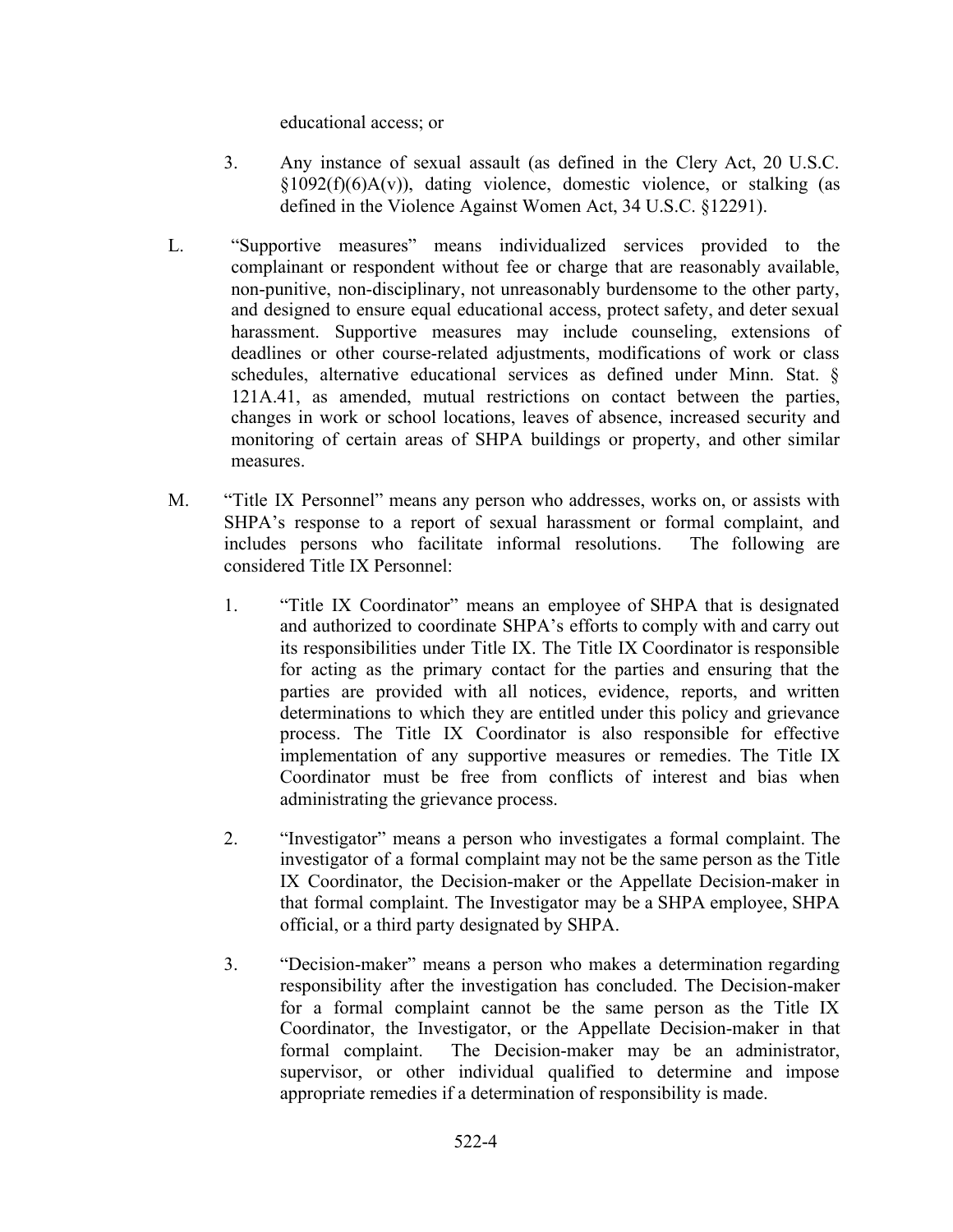educational access; or

3. Any instance of sexual assault (as defined in the Clery Act, 20 U.S.C. §1092(f)(6)A(v)), dating violence, domestic violence, or stalking (as defined in the Violence Against Women Act, 34 U.S.C. §12291).

L. "Supportive measures" means individualized services provided to the complainant or respondent without fee or charge that are reasonably available, non-punitive, non-disciplinary, not unreasonably burdensome to the other party, and designed to ensure equal educational access, protect safety, and deter sexual harassment. Supportive measures may include counseling, extensions of deadlines or other course-related adjustments, modifications of work or class schedules, alternative educational services as defined under Minn. Stat. § 121A.41, as amended, mutual restrictions on contact between the parties, changes in work or school locations, leaves of absence, increased security and monitoring of certain areas of SHPA buildings or property, and other similar measures.

M. "Title IX Personnel" means any person who addresses, works on, or assists with SHPA's response to a report of sexual harassment or formal complaint, and includes persons who facilitate informal resolutions. The following are considered Title IX Personnel:

1. "Title IX Coordinator" means an employee of SHPA that is designated and authorized to coordinate SHPA's efforts to comply with and carry out its responsibilities under Title IX. The Title IX Coordinator is responsible for acting as the primary contact for the parties and ensuring that the parties are provided with all notices, evidence, reports, and written determinations to which they are entitled under this policy and grievance process. The Title IX Coordinator is also responsible for effective implementation of any supportive measures or remedies. The Title IX Coordinator must be free from conflicts of interest and bias when administrating the grievance process.

2. "Investigator" means a person who investigates a formal complaint. The investigator of a formal complaint may not be the same person as the Title IX Coordinator, the Decision-maker or the Appellate Decision-maker in that formal complaint. The Investigator may be a SHPA employee, SHPA official, or a third party designated by SHPA.

3. "Decision-maker" means a person who makes a determination regarding responsibility after the investigation has concluded. The Decision-maker for a formal complaint cannot be the same person as the Title IX Coordinator, the Investigator, or the Appellate Decision-maker in that formal complaint. The Decision-maker may be an administrator, supervisor, or other individual qualified to determine and impose appropriate remedies if a determination of responsibility is made.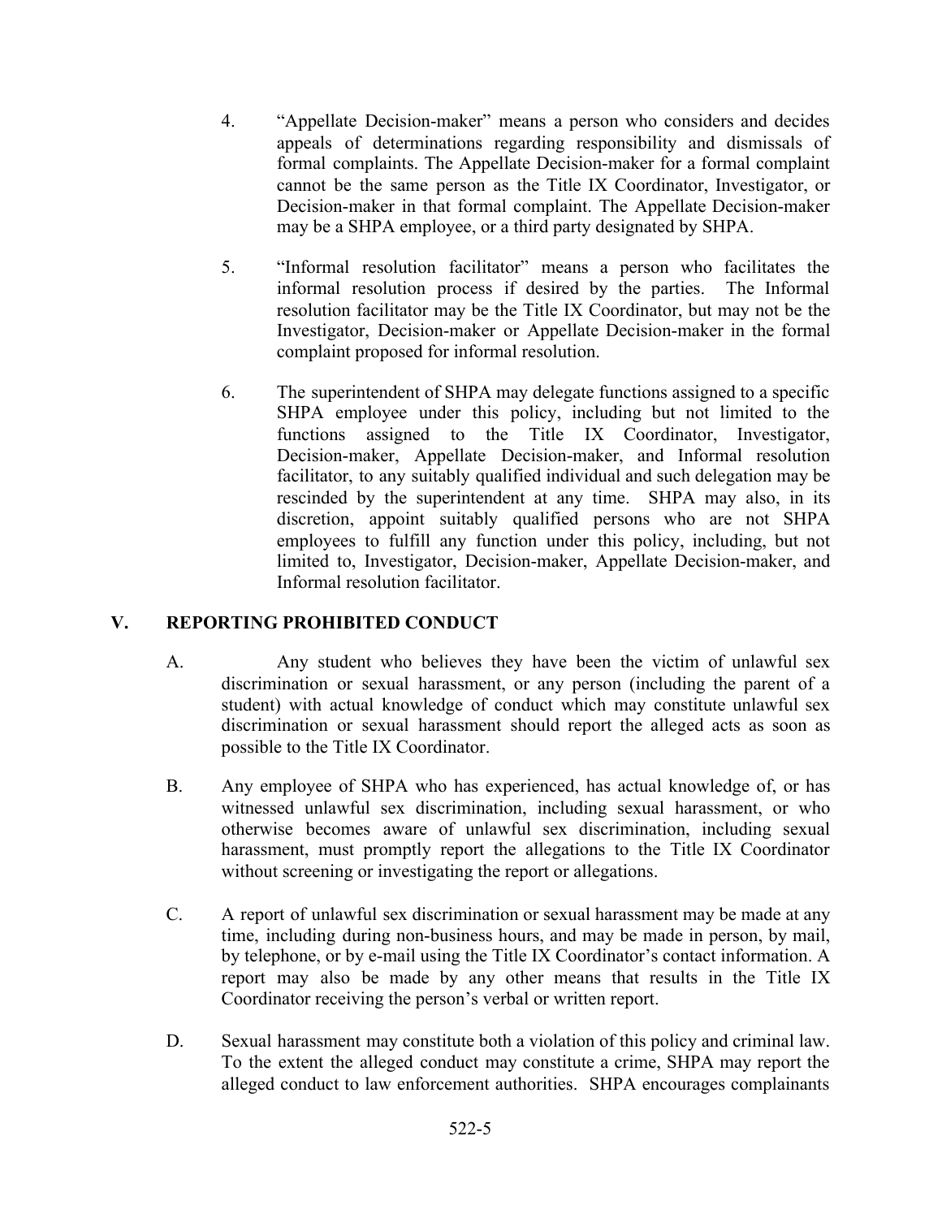4. "Appellate Decision-maker" means a person who considers and decides appeals of determinations regarding responsibility and dismissals of formal complaints. The Appellate Decision-maker for a formal complaint cannot be the same person as the Title IX Coordinator, Investigator, or Decision-maker in that formal complaint. The Appellate Decision-maker may be a SHPA employee, or a third party designated by SHPA.

5. "Informal resolution facilitator" means a person who facilitates the informal resolution process if desired by the parties. The Informal resolution facilitator may be the Title IX Coordinator, but may not be the Investigator, Decision-maker or Appellate Decision-maker in the formal complaint proposed for informal resolution.

6. The superintendent of SHPA may delegate functions assigned to a specific SHPA employee under this policy, including but not limited to the functions assigned to the Title IX Coordinator, Investigator, Decision-maker, Appellate Decision-maker, and Informal resolution facilitator, to any suitably qualified individual and such delegation may be rescinded by the superintendent at any time. SHPA may also, in its discretion, appoint suitably qualified persons who are not SHPA employees to fulfill any function under this policy, including, but not limited to, Investigator, Decision-maker, Appellate Decision-maker, and Informal resolution facilitator.

## V. REPORTING PROHIBITED CONDUCT

A. Any student who believes they have been the victim of unlawful sex discrimination or sexual harassment, or any person (including the parent of a student) with actual knowledge of conduct which may constitute unlawful sex discrimination or sexual harassment should report the alleged acts as soon as possible to the Title IX Coordinator.

B. Any employee of SHPA who has experienced, has actual knowledge of, or has witnessed unlawful sex discrimination, including sexual harassment, or who otherwise becomes aware of unlawful sex discrimination, including sexual harassment, must promptly report the allegations to the Title IX Coordinator without screening or investigating the report or allegations.

C. A report of unlawful sex discrimination or sexual harassment may be made at any time, including during non-business hours, and may be made in person, by mail, by telephone, or by e-mail using the Title IX Coordinator's contact information. A report may also be made by any other means that results in the Title IX Coordinator receiving the person's verbal or written report.

D. Sexual harassment may constitute both a violation of this policy and criminal law. To the extent the alleged conduct may constitute a crime, SHPA may report the alleged conduct to law enforcement authorities. SHPA encourages complainants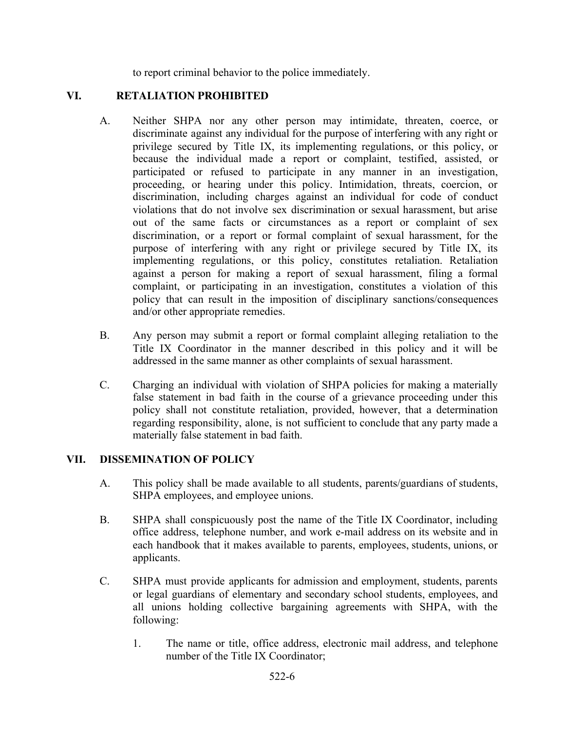to report criminal behavior to the police immediately.

## VI. RETALIATION PROHIBITED

A. Neither SHPA nor any other person may intimidate, threaten, coerce, or discriminate against any individual for the purpose of interfering with any right or privilege secured by Title IX, its implementing regulations, or this policy, or because the individual made a report or complaint, testified, assisted, or participated or refused to participate in any manner in an investigation, proceeding, or hearing under this policy. Intimidation, threats, coercion, or discrimination, including charges against an individual for code of conduct violations that do not involve sex discrimination or sexual harassment, but arise out of the same facts or circumstances as a report or complaint of sex discrimination, or a report or formal complaint of sexual harassment, for the purpose of interfering with any right or privilege secured by Title IX, its implementing regulations, or this policy, constitutes retaliation. Retaliation against a person for making a report of sexual harassment, filing a formal complaint, or participating in an investigation, constitutes a violation of this policy that can result in the imposition of disciplinary sanctions/consequences and/or other appropriate remedies.

B. Any person may submit a report or formal complaint alleging retaliation to the Title IX Coordinator in the manner described in this policy and it will be addressed in the same manner as other complaints of sexual harassment.

C. Charging an individual with violation of SHPA policies for making a materially false statement in bad faith in the course of a grievance proceeding under this policy shall not constitute retaliation, provided, however, that a determination regarding responsibility, alone, is not sufficient to conclude that any party made a materially false statement in bad faith.

## VII. DISSEMINATION OF POLICY

A. This policy shall be made available to all students, parents/guardians of students, SHPA employees, and employee unions.

B. SHPA shall conspicuously post the name of the Title IX Coordinator, including office address, telephone number, and work e-mail address on its website and in each handbook that it makes available to parents, employees, students, unions, or applicants.

C. SHPA must provide applicants for admission and employment, students, parents or legal guardians of elementary and secondary school students, employees, and all unions holding collective bargaining agreements with SHPA, with the following:

1. The name or title, office address, electronic mail address, and telephone number of the Title IX Coordinator;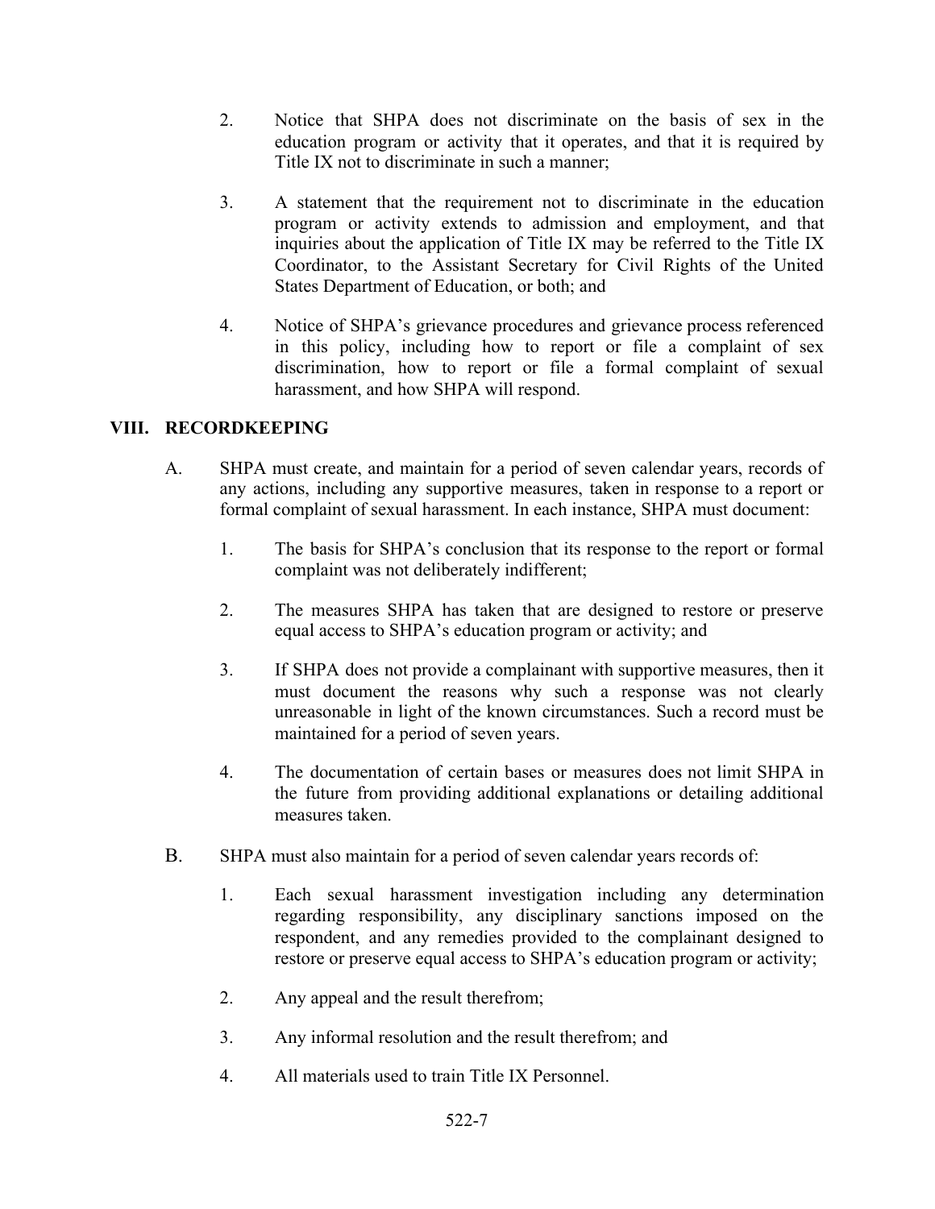2. Notice that SHPA does not discriminate on the basis of sex in the education program or activity that it operates, and that it is required by Title IX not to discriminate in such a manner;

3. A statement that the requirement not to discriminate in the education program or activity extends to admission and employment, and that inquiries about the application of Title IX may be referred to the Title IX Coordinator, to the Assistant Secretary for Civil Rights of the United States Department of Education, or both; and

4. Notice of SHPA's grievance procedures and grievance process referenced in this policy, including how to report or file a complaint of sex discrimination, how to report or file a formal complaint of sexual harassment, and how SHPA will respond.

## VIII. RECORDKEEPING

A. SHPA must create, and maintain for a period of seven calendar years, records of any actions, including any supportive measures, taken in response to a report or formal complaint of sexual harassment. In each instance, SHPA must document:

   1. The basis for SHPA's conclusion that its response to the report or formal complaint was not deliberately indifferent;

   2. The measures SHPA has taken that are designed to restore or preserve equal access to SHPA's education program or activity; and

   3. If SHPA does not provide a complainant with supportive measures, then it must document the reasons why such a response was not clearly unreasonable in light of the known circumstances. Such a record must be maintained for a period of seven years.

   4. The documentation of certain bases or measures does not limit SHPA in the future from providing additional explanations or detailing additional measures taken.

B. SHPA must also maintain for a period of seven calendar years records of:

   1. Each sexual harassment investigation including any determination regarding responsibility, any disciplinary sanctions imposed on the respondent, and any remedies provided to the complainant designed to restore or preserve equal access to SHPA's education program or activity;

   2. Any appeal and the result therefrom;

   3. Any informal resolution and the result therefrom; and

   4. All materials used to train Title IX Personnel.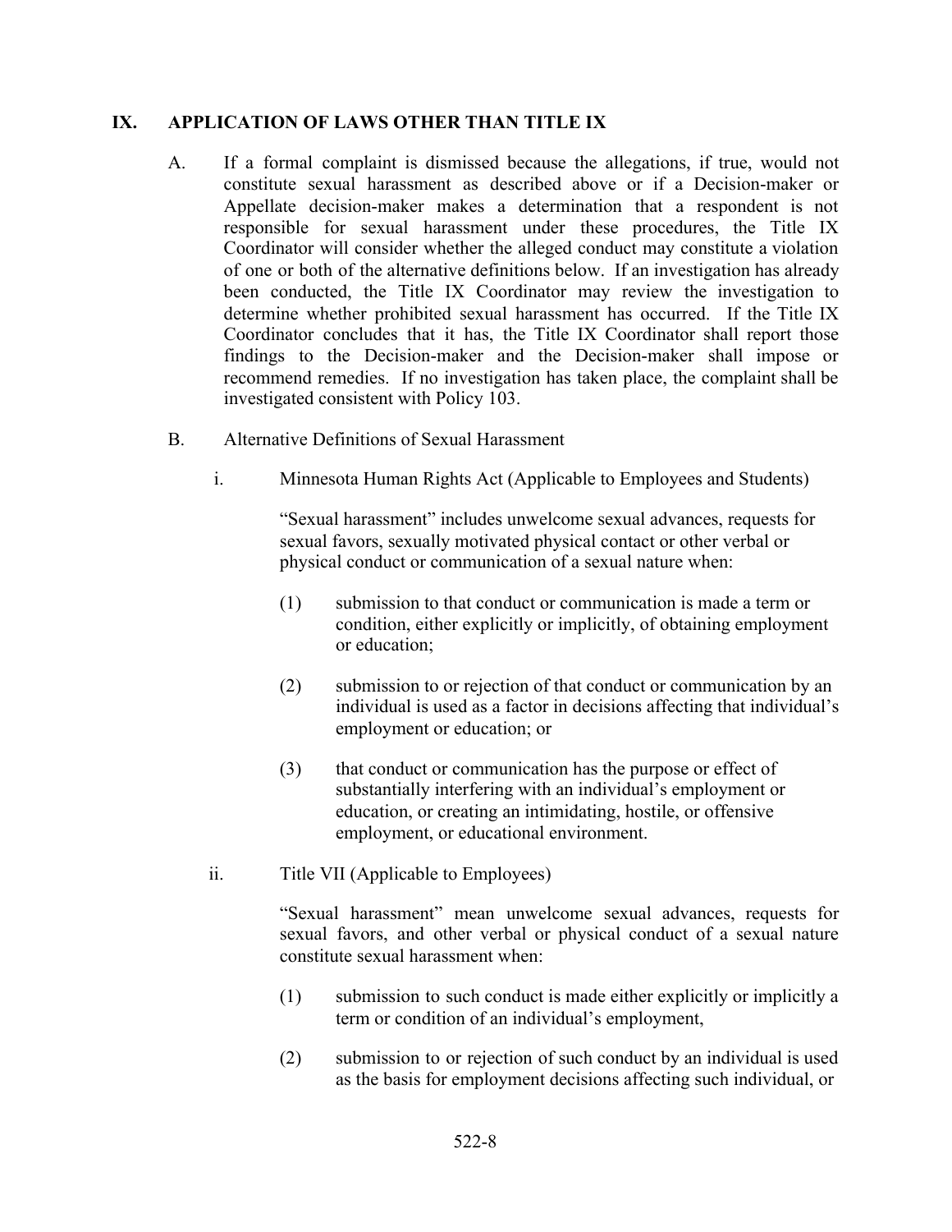## IX. APPLICATION OF LAWS OTHER THAN TITLE IX

A. If a formal complaint is dismissed because the allegations, if true, would not constitute sexual harassment as described above or if a Decision-maker or Appellate decision-maker makes a determination that a respondent is not responsible for sexual harassment under these procedures, the Title IX Coordinator will consider whether the alleged conduct may constitute a violation of one or both of the alternative definitions below. If an investigation has already been conducted, the Title IX Coordinator may review the investigation to determine whether prohibited sexual harassment has occurred. If the Title IX Coordinator concludes that it has, the Title IX Coordinator shall report those findings to the Decision-maker and the Decision-maker shall impose or recommend remedies. If no investigation has taken place, the complaint shall be investigated consistent with Policy 103.

B. Alternative Definitions of Sexual Harassment

i. Minnesota Human Rights Act (Applicable to Employees and Students)

"Sexual harassment" includes unwelcome sexual advances, requests for sexual favors, sexually motivated physical contact or other verbal or physical conduct or communication of a sexual nature when:

(1) submission to that conduct or communication is made a term or condition, either explicitly or implicitly, of obtaining employment or education;

(2) submission to or rejection of that conduct or communication by an individual is used as a factor in decisions affecting that individual's employment or education; or

(3) that conduct or communication has the purpose or effect of substantially interfering with an individual's employment or education, or creating an intimidating, hostile, or offensive employment, or educational environment.

ii. Title VII (Applicable to Employees)

"Sexual harassment" mean unwelcome sexual advances, requests for sexual favors, and other verbal or physical conduct of a sexual nature constitute sexual harassment when:

(1) submission to such conduct is made either explicitly or implicitly a term or condition of an individual's employment,

(2) submission to or rejection of such conduct by an individual is used as the basis for employment decisions affecting such individual, or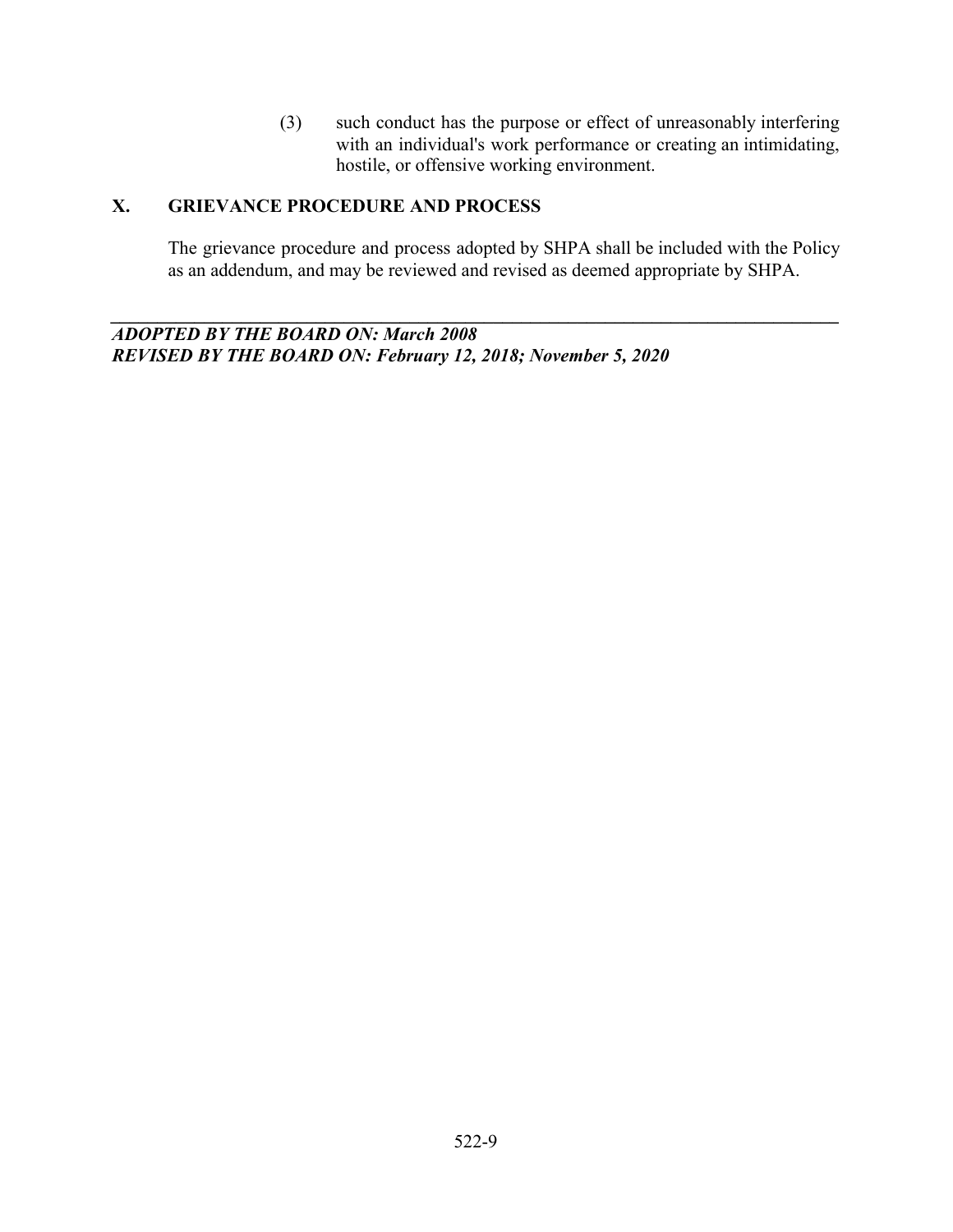(3) such conduct has the purpose or effect of unreasonably interfering with an individual's work performance or creating an intimidating, hostile, or offensive working environment.

## X. GRIEVANCE PROCEDURE AND PROCESS

The grievance procedure and process adopted by SHPA shall be included with the Policy as an addendum, and may be reviewed and revised as deemed appropriate by SHPA.

---

***ADOPTED BY THE BOARD ON: March 2008***
***REVISED BY THE BOARD ON: February 12, 2018; November 5, 2020***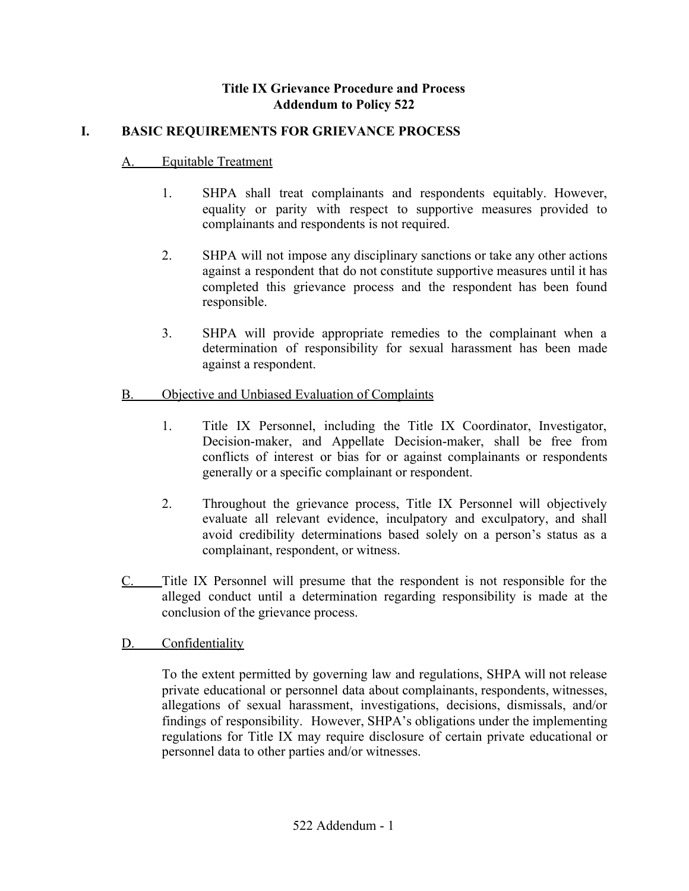**Title IX Grievance Procedure and Process**
**Addendum to Policy 522**

## I. BASIC REQUIREMENTS FOR GRIEVANCE PROCESS

### A. Equitable Treatment

1. SHPA shall treat complainants and respondents equitably. However, equality or parity with respect to supportive measures provided to complainants and respondents is not required.

2. SHPA will not impose any disciplinary sanctions or take any other actions against a respondent that do not constitute supportive measures until it has completed this grievance process and the respondent has been found responsible.

3. SHPA will provide appropriate remedies to the complainant when a determination of responsibility for sexual harassment has been made against a respondent.

### B. Objective and Unbiased Evaluation of Complaints

1. Title IX Personnel, including the Title IX Coordinator, Investigator, Decision-maker, and Appellate Decision-maker, shall be free from conflicts of interest or bias for or against complainants or respondents generally or a specific complainant or respondent.

2. Throughout the grievance process, Title IX Personnel will objectively evaluate all relevant evidence, inculpatory and exculpatory, and shall avoid credibility determinations based solely on a person's status as a complainant, respondent, or witness.

C. Title IX Personnel will presume that the respondent is not responsible for the alleged conduct until a determination regarding responsibility is made at the conclusion of the grievance process.

### D. Confidentiality

To the extent permitted by governing law and regulations, SHPA will not release private educational or personnel data about complainants, respondents, witnesses, allegations of sexual harassment, investigations, decisions, dismissals, and/or findings of responsibility. However, SHPA's obligations under the implementing regulations for Title IX may require disclosure of certain private educational or personnel data to other parties and/or witnesses.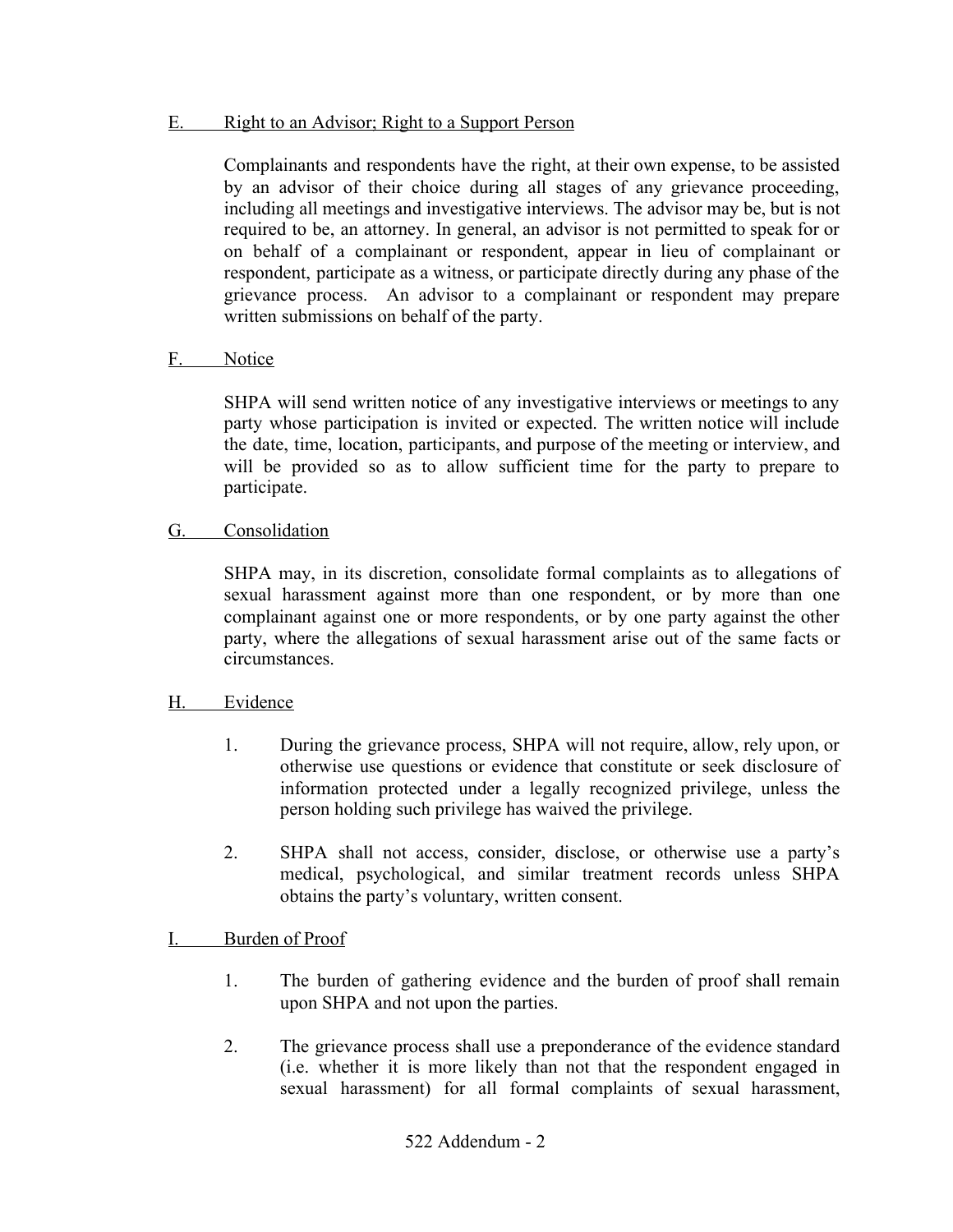## E. Right to an Advisor; Right to a Support Person

Complainants and respondents have the right, at their own expense, to be assisted by an advisor of their choice during all stages of any grievance proceeding, including all meetings and investigative interviews. The advisor may be, but is not required to be, an attorney. In general, an advisor is not permitted to speak for or on behalf of a complainant or respondent, appear in lieu of complainant or respondent, participate as a witness, or participate directly during any phase of the grievance process. An advisor to a complainant or respondent may prepare written submissions on behalf of the party.

## F. Notice

SHPA will send written notice of any investigative interviews or meetings to any party whose participation is invited or expected. The written notice will include the date, time, location, participants, and purpose of the meeting or interview, and will be provided so as to allow sufficient time for the party to prepare to participate.

## G. Consolidation

SHPA may, in its discretion, consolidate formal complaints as to allegations of sexual harassment against more than one respondent, or by more than one complainant against one or more respondents, or by one party against the other party, where the allegations of sexual harassment arise out of the same facts or circumstances.

## H. Evidence

1. During the grievance process, SHPA will not require, allow, rely upon, or otherwise use questions or evidence that constitute or seek disclosure of information protected under a legally recognized privilege, unless the person holding such privilege has waived the privilege.

2. SHPA shall not access, consider, disclose, or otherwise use a party's medical, psychological, and similar treatment records unless SHPA obtains the party's voluntary, written consent.

## I. Burden of Proof

1. The burden of gathering evidence and the burden of proof shall remain upon SHPA and not upon the parties.

2. The grievance process shall use a preponderance of the evidence standard (i.e. whether it is more likely than not that the respondent engaged in sexual harassment) for all formal complaints of sexual harassment,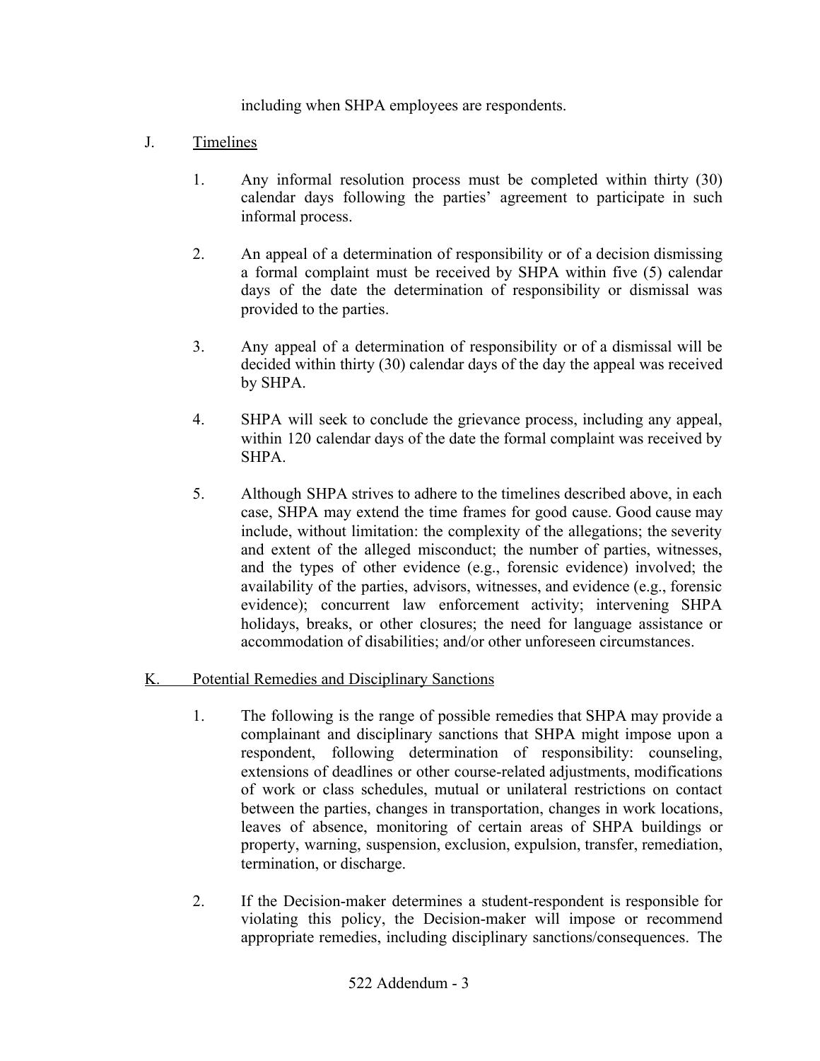including when SHPA employees are respondents.

J. Timelines

1. Any informal resolution process must be completed within thirty (30) calendar days following the parties' agreement to participate in such informal process.

2. An appeal of a determination of responsibility or of a decision dismissing a formal complaint must be received by SHPA within five (5) calendar days of the date the determination of responsibility or dismissal was provided to the parties.

3. Any appeal of a determination of responsibility or of a dismissal will be decided within thirty (30) calendar days of the day the appeal was received by SHPA.

4. SHPA will seek to conclude the grievance process, including any appeal, within 120 calendar days of the date the formal complaint was received by SHPA.

5. Although SHPA strives to adhere to the timelines described above, in each case, SHPA may extend the time frames for good cause. Good cause may include, without limitation: the complexity of the allegations; the severity and extent of the alleged misconduct; the number of parties, witnesses, and the types of other evidence (e.g., forensic evidence) involved; the availability of the parties, advisors, witnesses, and evidence (e.g., forensic evidence); concurrent law enforcement activity; intervening SHPA holidays, breaks, or other closures; the need for language assistance or accommodation of disabilities; and/or other unforeseen circumstances.

K. Potential Remedies and Disciplinary Sanctions

1. The following is the range of possible remedies that SHPA may provide a complainant and disciplinary sanctions that SHPA might impose upon a respondent, following determination of responsibility: counseling, extensions of deadlines or other course-related adjustments, modifications of work or class schedules, mutual or unilateral restrictions on contact between the parties, changes in transportation, changes in work locations, leaves of absence, monitoring of certain areas of SHPA buildings or property, warning, suspension, exclusion, expulsion, transfer, remediation, termination, or discharge.

2. If the Decision-maker determines a student-respondent is responsible for violating this policy, the Decision-maker will impose or recommend appropriate remedies, including disciplinary sanctions/consequences. The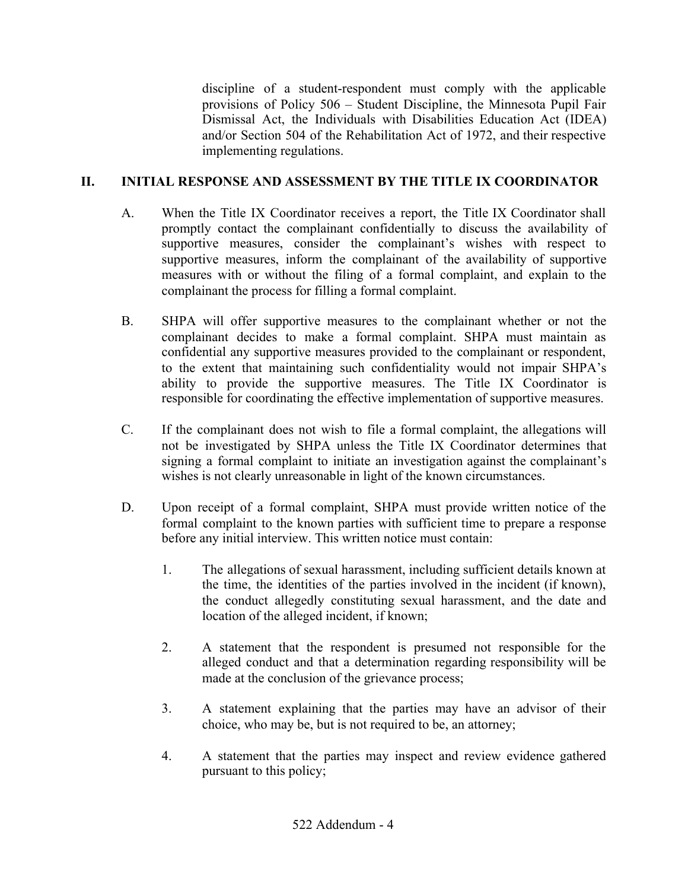discipline of a student-respondent must comply with the applicable provisions of Policy 506 – Student Discipline, the Minnesota Pupil Fair Dismissal Act, the Individuals with Disabilities Education Act (IDEA) and/or Section 504 of the Rehabilitation Act of 1972, and their respective implementing regulations.

## II. INITIAL RESPONSE AND ASSESSMENT BY THE TITLE IX COORDINATOR

A. When the Title IX Coordinator receives a report, the Title IX Coordinator shall promptly contact the complainant confidentially to discuss the availability of supportive measures, consider the complainant's wishes with respect to supportive measures, inform the complainant of the availability of supportive measures with or without the filing of a formal complaint, and explain to the complainant the process for filling a formal complaint.

B. SHPA will offer supportive measures to the complainant whether or not the complainant decides to make a formal complaint. SHPA must maintain as confidential any supportive measures provided to the complainant or respondent, to the extent that maintaining such confidentiality would not impair SHPA's ability to provide the supportive measures. The Title IX Coordinator is responsible for coordinating the effective implementation of supportive measures.

C. If the complainant does not wish to file a formal complaint, the allegations will not be investigated by SHPA unless the Title IX Coordinator determines that signing a formal complaint to initiate an investigation against the complainant's wishes is not clearly unreasonable in light of the known circumstances.

D. Upon receipt of a formal complaint, SHPA must provide written notice of the formal complaint to the known parties with sufficient time to prepare a response before any initial interview. This written notice must contain:

1. The allegations of sexual harassment, including sufficient details known at the time, the identities of the parties involved in the incident (if known), the conduct allegedly constituting sexual harassment, and the date and location of the alleged incident, if known;

2. A statement that the respondent is presumed not responsible for the alleged conduct and that a determination regarding responsibility will be made at the conclusion of the grievance process;

3. A statement explaining that the parties may have an advisor of their choice, who may be, but is not required to be, an attorney;

4. A statement that the parties may inspect and review evidence gathered pursuant to this policy;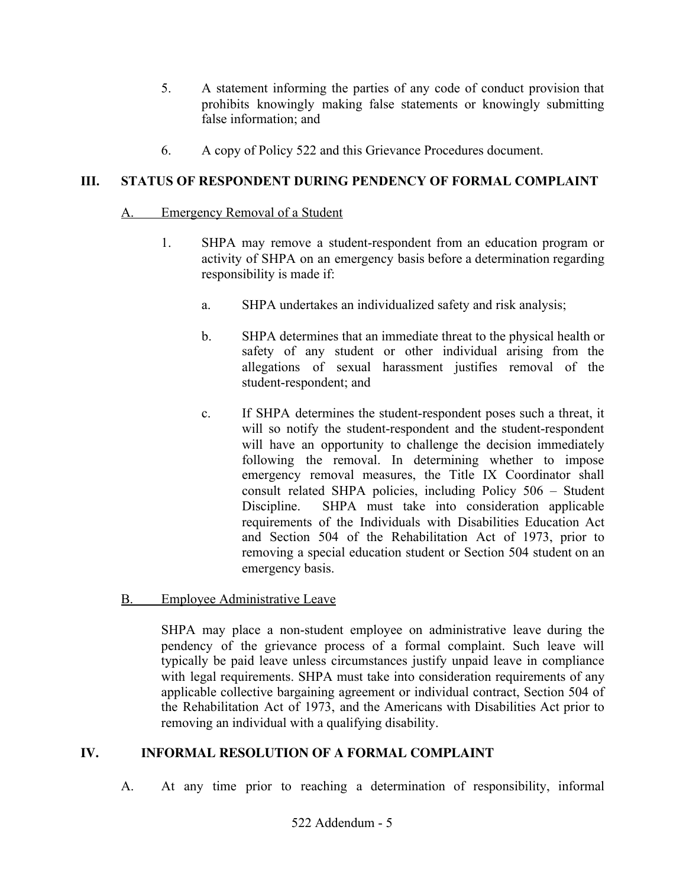5. A statement informing the parties of any code of conduct provision that prohibits knowingly making false statements or knowingly submitting false information; and

6. A copy of Policy 522 and this Grievance Procedures document.

## III. STATUS OF RESPONDENT DURING PENDENCY OF FORMAL COMPLAINT

### A. Emergency Removal of a Student

1. SHPA may remove a student-respondent from an education program or activity of SHPA on an emergency basis before a determination regarding responsibility is made if:

   a. SHPA undertakes an individualized safety and risk analysis;

   b. SHPA determines that an immediate threat to the physical health or safety of any student or other individual arising from the allegations of sexual harassment justifies removal of the student-respondent; and

   c. If SHPA determines the student-respondent poses such a threat, it will so notify the student-respondent and the student-respondent will have an opportunity to challenge the decision immediately following the removal. In determining whether to impose emergency removal measures, the Title IX Coordinator shall consult related SHPA policies, including Policy 506 – Student Discipline. SHPA must take into consideration applicable requirements of the Individuals with Disabilities Education Act and Section 504 of the Rehabilitation Act of 1973, prior to removing a special education student or Section 504 student on an emergency basis.

### B. Employee Administrative Leave

SHPA may place a non-student employee on administrative leave during the pendency of the grievance process of a formal complaint. Such leave will typically be paid leave unless circumstances justify unpaid leave in compliance with legal requirements. SHPA must take into consideration requirements of any applicable collective bargaining agreement or individual contract, Section 504 of the Rehabilitation Act of 1973, and the Americans with Disabilities Act prior to removing an individual with a qualifying disability.

## IV. INFORMAL RESOLUTION OF A FORMAL COMPLAINT

A. At any time prior to reaching a determination of responsibility, informal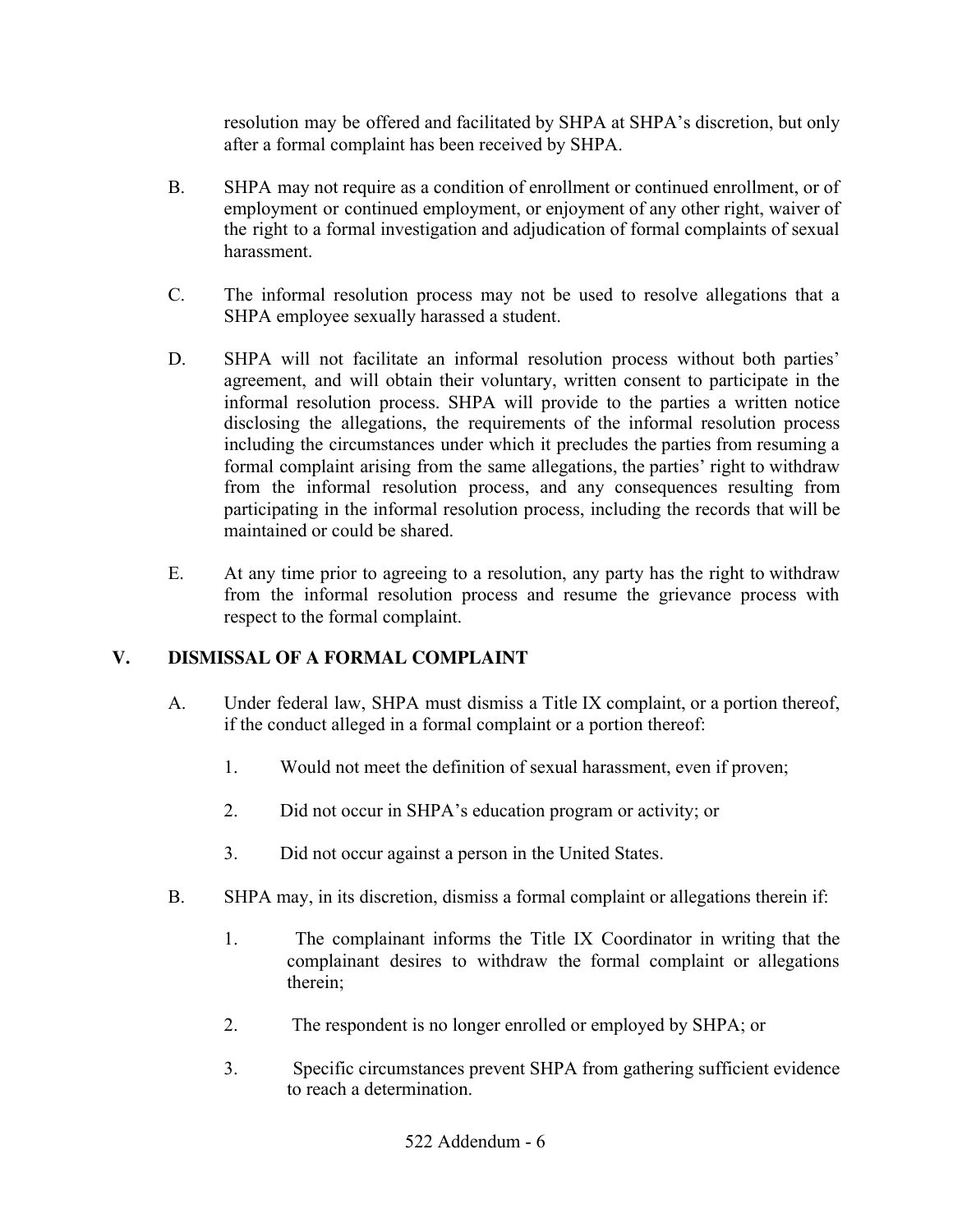resolution may be offered and facilitated by SHPA at SHPA's discretion, but only after a formal complaint has been received by SHPA.

B. SHPA may not require as a condition of enrollment or continued enrollment, or of employment or continued employment, or enjoyment of any other right, waiver of the right to a formal investigation and adjudication of formal complaints of sexual harassment.

C. The informal resolution process may not be used to resolve allegations that a SHPA employee sexually harassed a student.

D. SHPA will not facilitate an informal resolution process without both parties' agreement, and will obtain their voluntary, written consent to participate in the informal resolution process. SHPA will provide to the parties a written notice disclosing the allegations, the requirements of the informal resolution process including the circumstances under which it precludes the parties from resuming a formal complaint arising from the same allegations, the parties' right to withdraw from the informal resolution process, and any consequences resulting from participating in the informal resolution process, including the records that will be maintained or could be shared.

E. At any time prior to agreeing to a resolution, any party has the right to withdraw from the informal resolution process and resume the grievance process with respect to the formal complaint.

## V. DISMISSAL OF A FORMAL COMPLAINT

A. Under federal law, SHPA must dismiss a Title IX complaint, or a portion thereof, if the conduct alleged in a formal complaint or a portion thereof:

1. Would not meet the definition of sexual harassment, even if proven;

2. Did not occur in SHPA's education program or activity; or

3. Did not occur against a person in the United States.

B. SHPA may, in its discretion, dismiss a formal complaint or allegations therein if:

1. The complainant informs the Title IX Coordinator in writing that the complainant desires to withdraw the formal complaint or allegations therein;

2. The respondent is no longer enrolled or employed by SHPA; or

3. Specific circumstances prevent SHPA from gathering sufficient evidence to reach a determination.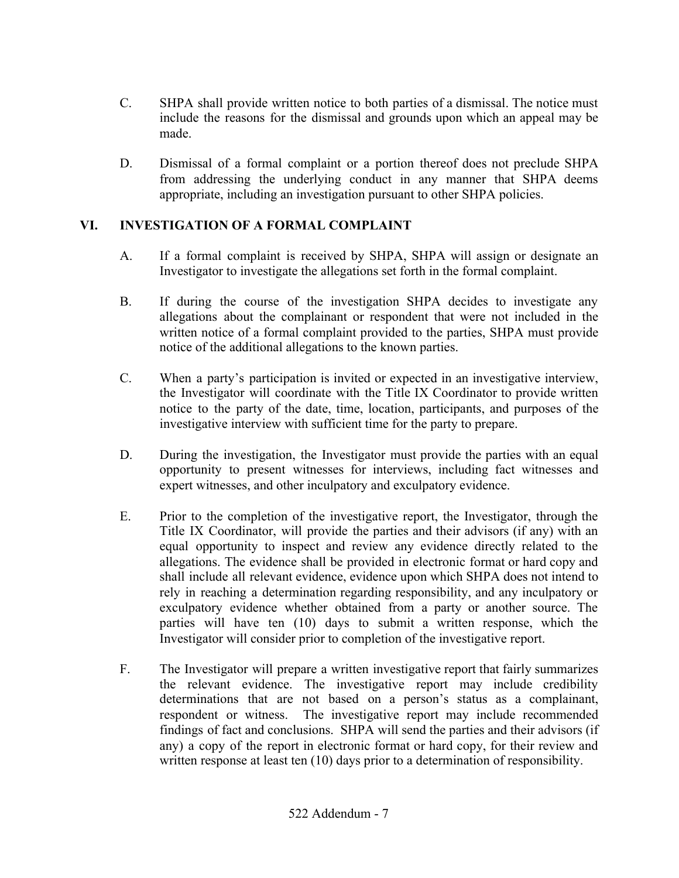C. SHPA shall provide written notice to both parties of a dismissal. The notice must include the reasons for the dismissal and grounds upon which an appeal may be made.

D. Dismissal of a formal complaint or a portion thereof does not preclude SHPA from addressing the underlying conduct in any manner that SHPA deems appropriate, including an investigation pursuant to other SHPA policies.

## VI. INVESTIGATION OF A FORMAL COMPLAINT

A. If a formal complaint is received by SHPA, SHPA will assign or designate an Investigator to investigate the allegations set forth in the formal complaint.

B. If during the course of the investigation SHPA decides to investigate any allegations about the complainant or respondent that were not included in the written notice of a formal complaint provided to the parties, SHPA must provide notice of the additional allegations to the known parties.

C. When a party's participation is invited or expected in an investigative interview, the Investigator will coordinate with the Title IX Coordinator to provide written notice to the party of the date, time, location, participants, and purposes of the investigative interview with sufficient time for the party to prepare.

D. During the investigation, the Investigator must provide the parties with an equal opportunity to present witnesses for interviews, including fact witnesses and expert witnesses, and other inculpatory and exculpatory evidence.

E. Prior to the completion of the investigative report, the Investigator, through the Title IX Coordinator, will provide the parties and their advisors (if any) with an equal opportunity to inspect and review any evidence directly related to the allegations. The evidence shall be provided in electronic format or hard copy and shall include all relevant evidence, evidence upon which SHPA does not intend to rely in reaching a determination regarding responsibility, and any inculpatory or exculpatory evidence whether obtained from a party or another source. The parties will have ten (10) days to submit a written response, which the Investigator will consider prior to completion of the investigative report.

F. The Investigator will prepare a written investigative report that fairly summarizes the relevant evidence. The investigative report may include credibility determinations that are not based on a person's status as a complainant, respondent or witness. The investigative report may include recommended findings of fact and conclusions. SHPA will send the parties and their advisors (if any) a copy of the report in electronic format or hard copy, for their review and written response at least ten (10) days prior to a determination of responsibility.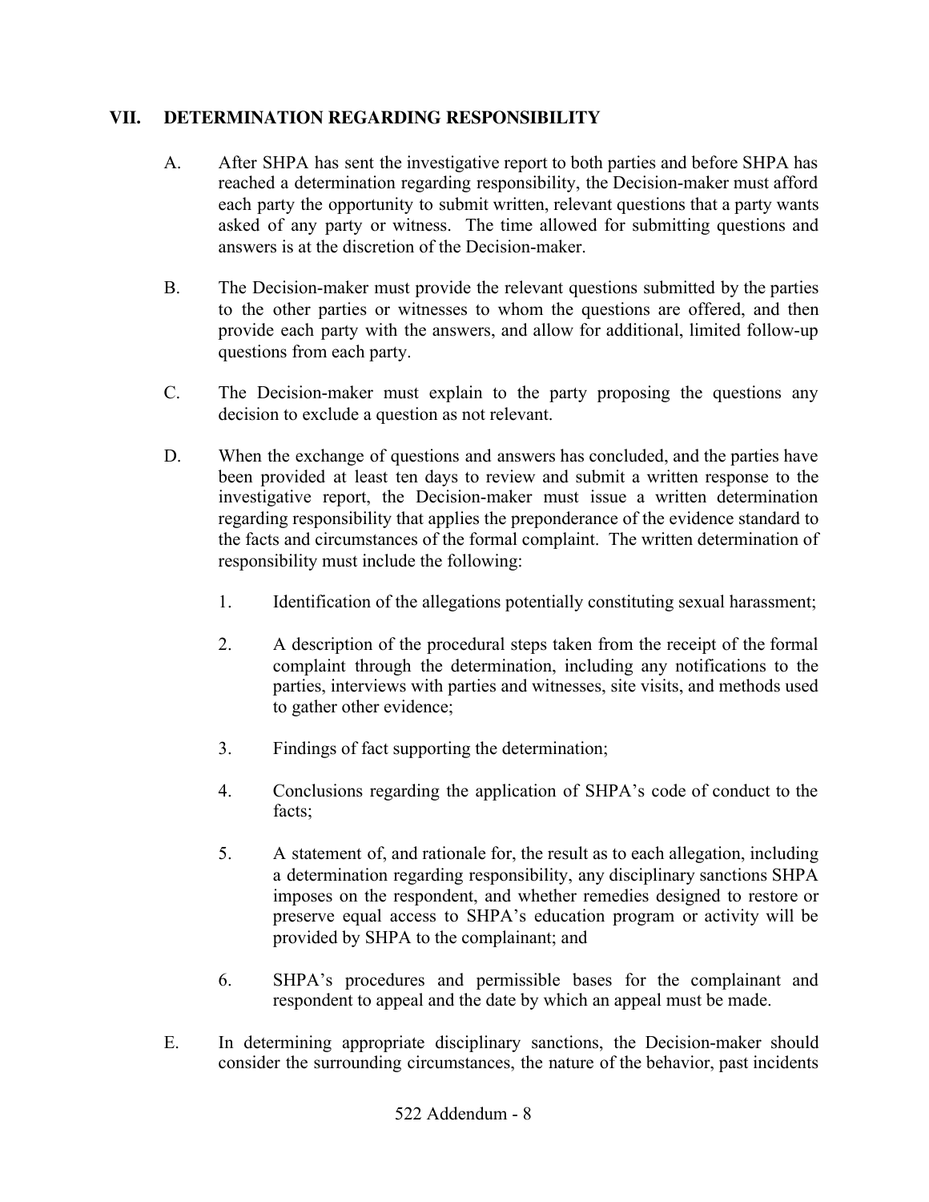## VII. DETERMINATION REGARDING RESPONSIBILITY

A. After SHPA has sent the investigative report to both parties and before SHPA has reached a determination regarding responsibility, the Decision-maker must afford each party the opportunity to submit written, relevant questions that a party wants asked of any party or witness. The time allowed for submitting questions and answers is at the discretion of the Decision-maker.

B. The Decision-maker must provide the relevant questions submitted by the parties to the other parties or witnesses to whom the questions are offered, and then provide each party with the answers, and allow for additional, limited follow-up questions from each party.

C. The Decision-maker must explain to the party proposing the questions any decision to exclude a question as not relevant.

D. When the exchange of questions and answers has concluded, and the parties have been provided at least ten days to review and submit a written response to the investigative report, the Decision-maker must issue a written determination regarding responsibility that applies the preponderance of the evidence standard to the facts and circumstances of the formal complaint. The written determination of responsibility must include the following:

   1. Identification of the allegations potentially constituting sexual harassment;

   2. A description of the procedural steps taken from the receipt of the formal complaint through the determination, including any notifications to the parties, interviews with parties and witnesses, site visits, and methods used to gather other evidence;

   3. Findings of fact supporting the determination;

   4. Conclusions regarding the application of SHPA's code of conduct to the facts;

   5. A statement of, and rationale for, the result as to each allegation, including a determination regarding responsibility, any disciplinary sanctions SHPA imposes on the respondent, and whether remedies designed to restore or preserve equal access to SHPA's education program or activity will be provided by SHPA to the complainant; and

   6. SHPA's procedures and permissible bases for the complainant and respondent to appeal and the date by which an appeal must be made.

E. In determining appropriate disciplinary sanctions, the Decision-maker should consider the surrounding circumstances, the nature of the behavior, past incidents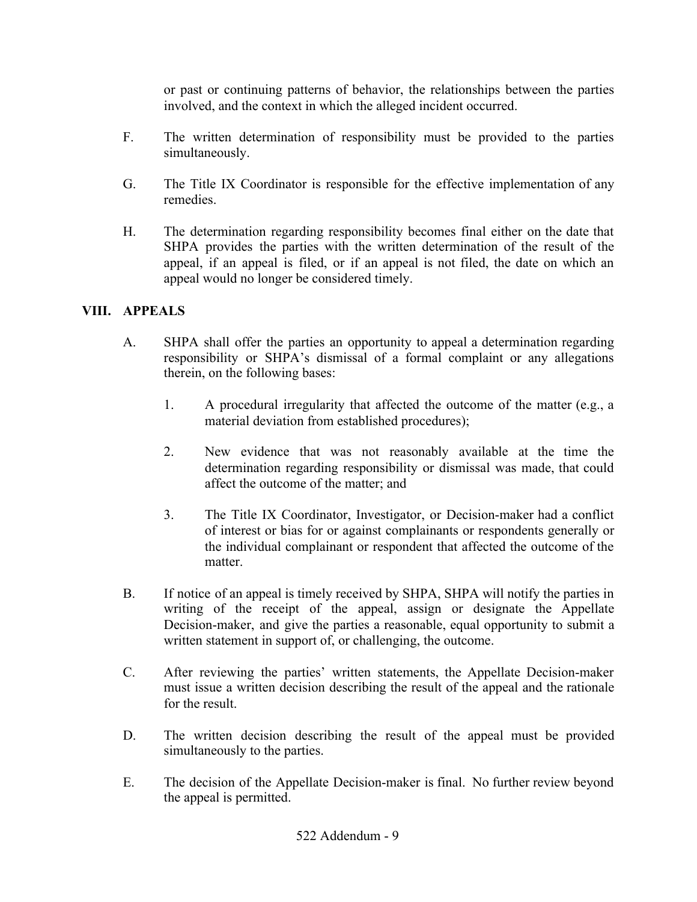or past or continuing patterns of behavior, the relationships between the parties involved, and the context in which the alleged incident occurred.

F. The written determination of responsibility must be provided to the parties simultaneously.

G. The Title IX Coordinator is responsible for the effective implementation of any remedies.

H. The determination regarding responsibility becomes final either on the date that SHPA provides the parties with the written determination of the result of the appeal, if an appeal is filed, or if an appeal is not filed, the date on which an appeal would no longer be considered timely.

## VIII. APPEALS

A. SHPA shall offer the parties an opportunity to appeal a determination regarding responsibility or SHPA's dismissal of a formal complaint or any allegations therein, on the following bases:

1. A procedural irregularity that affected the outcome of the matter (e.g., a material deviation from established procedures);

2. New evidence that was not reasonably available at the time the determination regarding responsibility or dismissal was made, that could affect the outcome of the matter; and

3. The Title IX Coordinator, Investigator, or Decision-maker had a conflict of interest or bias for or against complainants or respondents generally or the individual complainant or respondent that affected the outcome of the matter.

B. If notice of an appeal is timely received by SHPA, SHPA will notify the parties in writing of the receipt of the appeal, assign or designate the Appellate Decision-maker, and give the parties a reasonable, equal opportunity to submit a written statement in support of, or challenging, the outcome.

C. After reviewing the parties' written statements, the Appellate Decision-maker must issue a written decision describing the result of the appeal and the rationale for the result.

D. The written decision describing the result of the appeal must be provided simultaneously to the parties.

E. The decision of the Appellate Decision-maker is final. No further review beyond the appeal is permitted.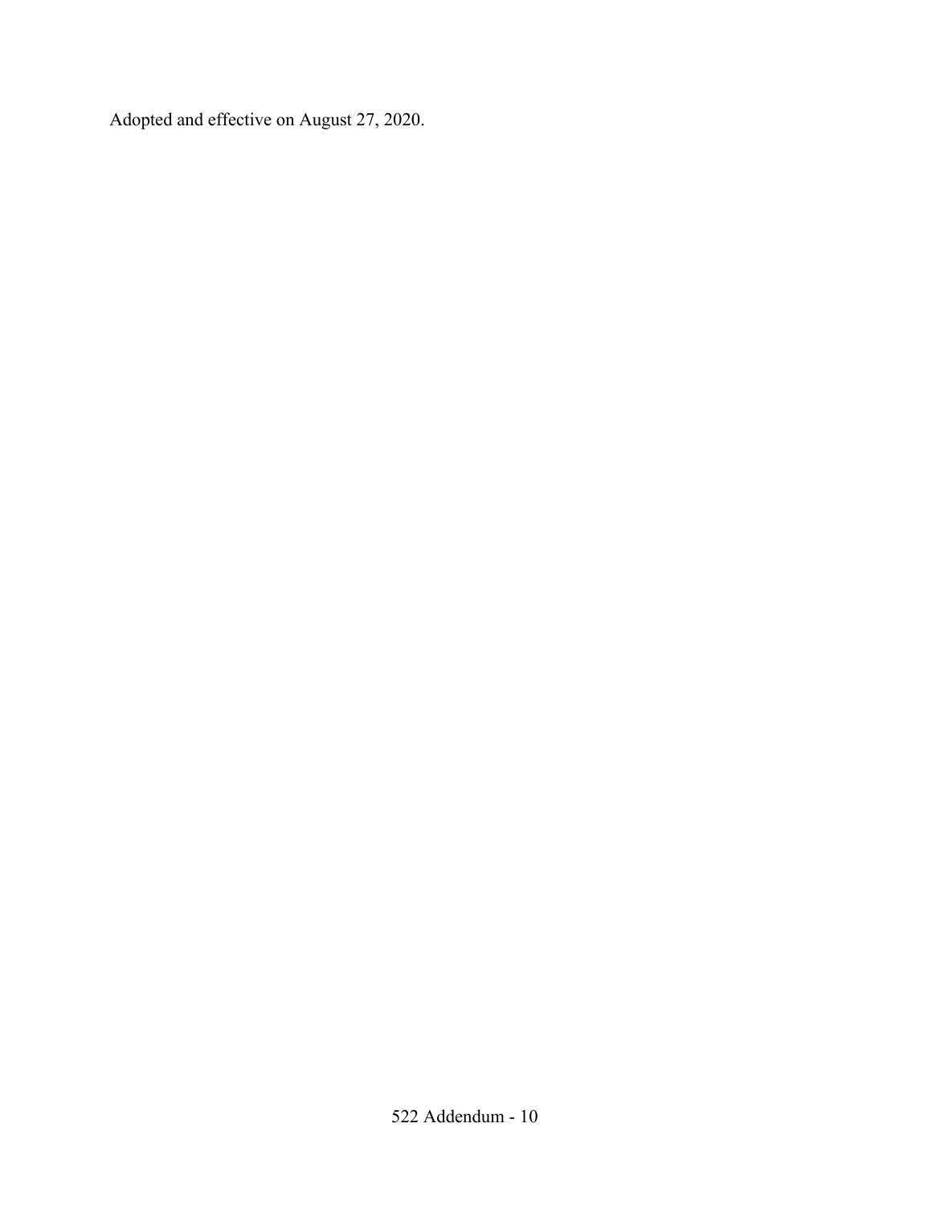Adopted and effective on August 27, 2020.